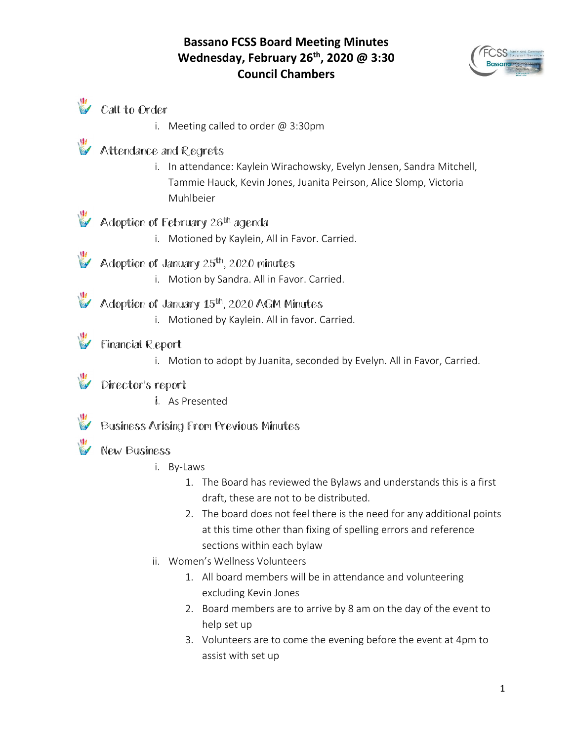# Bassano FCSS Board Meeting Minutes
# Wednesday, February 26th, 2020 @ 3:30
# Council Chambers

## Call to Order

i. Meeting called to order @ 3:30pm

## Attendance and Regrets

i. In attendance: Kaylein Wirachowsky, Evelyn Jensen, Sandra Mitchell, Tammie Hauck, Kevin Jones, Juanita Peirson, Alice Slomp, Victoria Muhlbeier

## Adoption of February 26th agenda

i. Motioned by Kaylein, All in Favor. Carried.

## Adoption of January 25th, 2020 minutes

i. Motion by Sandra. All in Favor. Carried.

## Adoption of January 15th, 2020 AGM Minutes

i. Motioned by Kaylein. All in favor. Carried.

## Financial Report

i. Motion to adopt by Juanita, seconded by Evelyn. All in Favor, Carried.

## Director's report

i. As Presented

## Business Arising From Previous Minutes

## New Business

i. By-Laws
   1. The Board has reviewed the Bylaws and understands this is a first draft, these are not to be distributed.
   2. The board does not feel there is the need for any additional points at this time other than fixing of spelling errors and reference sections within each bylaw

ii. Women's Wellness Volunteers
   1. All board members will be in attendance and volunteering excluding Kevin Jones
   2. Board members are to arrive by 8 am on the day of the event to help set up
   3. Volunteers are to come the evening before the event at 4pm to assist with set up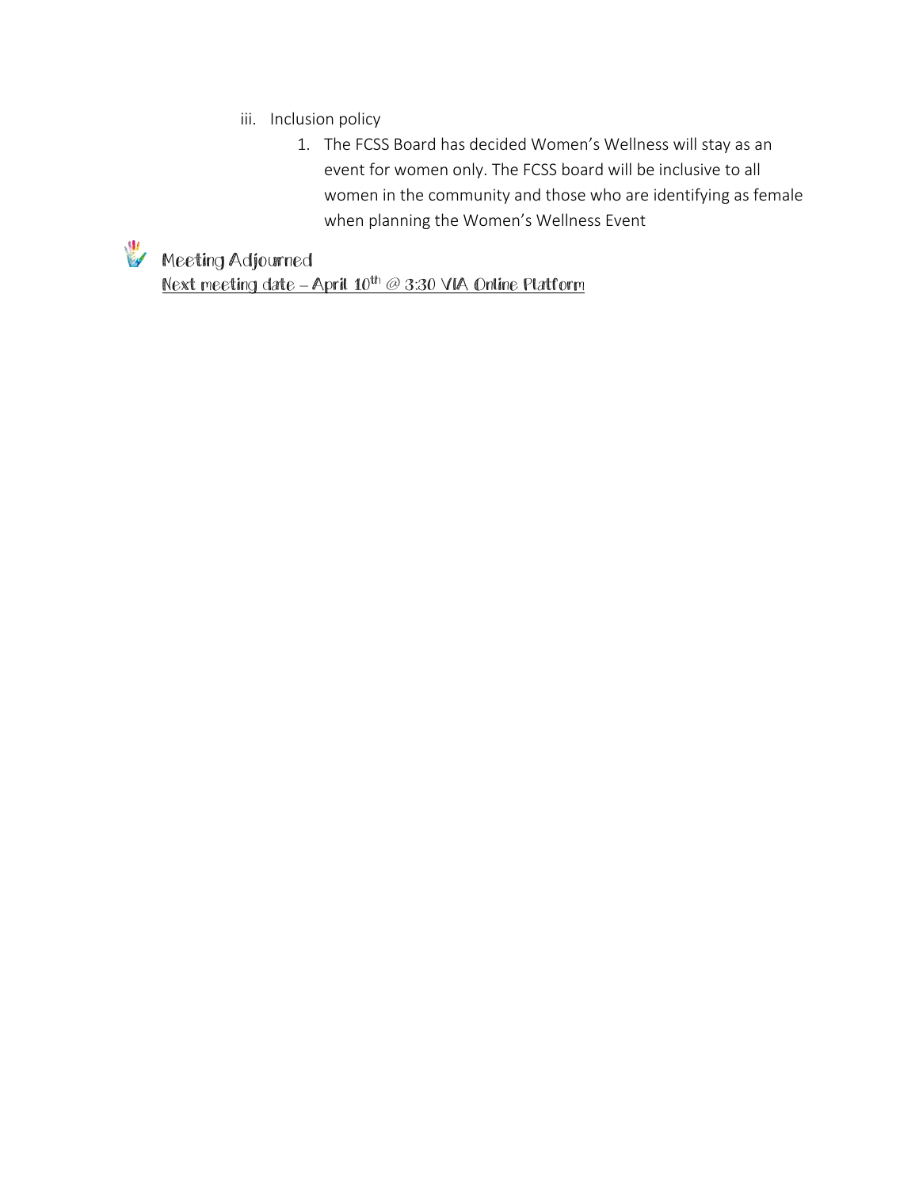iii. Inclusion policy

1. The FCSS Board has decided Women's Wellness will stay as an event for women only. The FCSS board will be inclusive to all women in the community and those who are identifying as female when planning the Women's Wellness Event

Meeting Adjourned

Next meeting date – April 10th @ 3:30 VIA Online Platform